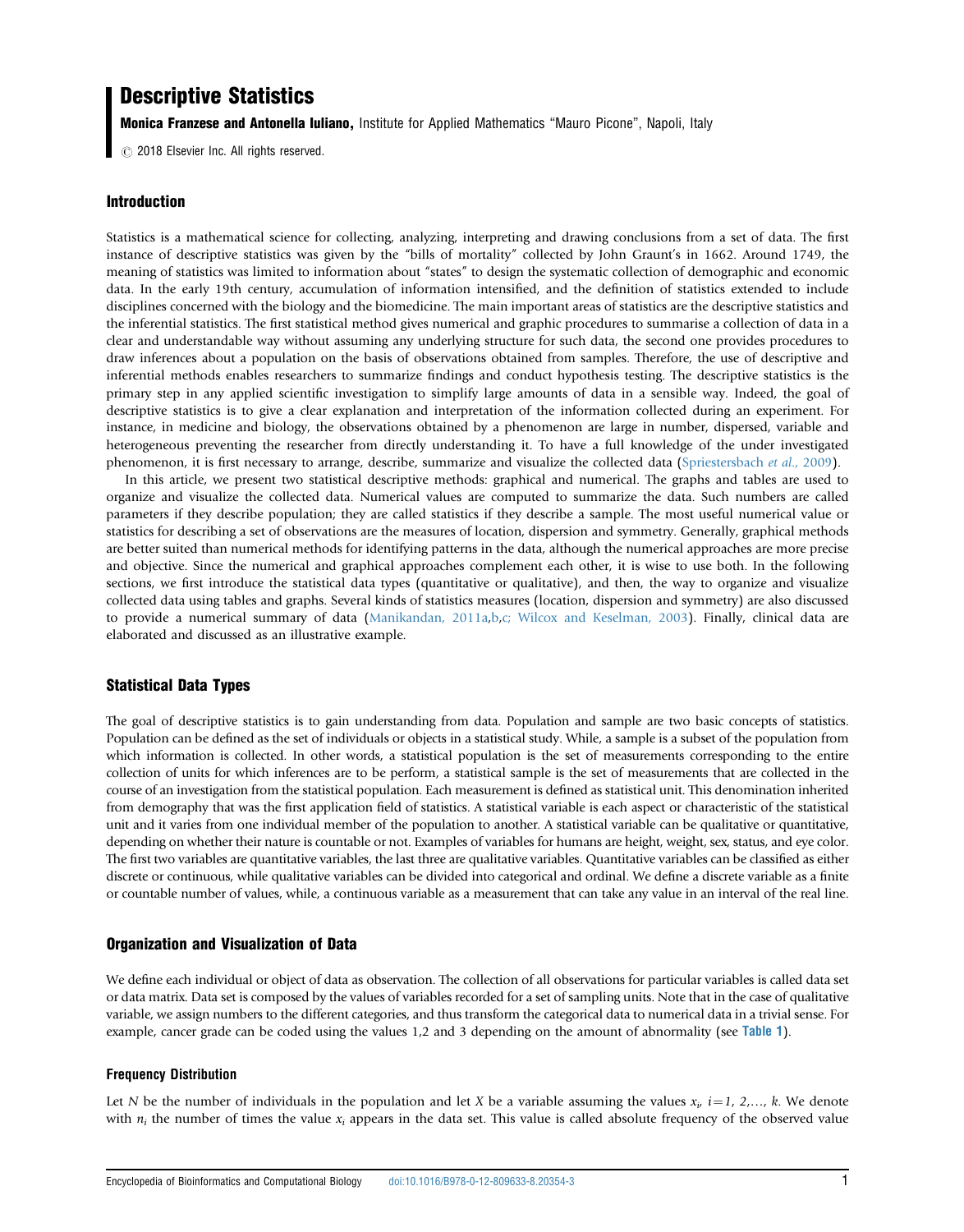# Descriptive Statistics

**Monica Franzese and Antonella Iuliano,** Institute for Applied Mathematics "Mauro Picone", Napoli, Italy

© 2018 Elsevier Inc. All rights reserved.

## Introduction

Statistics is a mathematical science for collecting, analyzing, interpreting and drawing conclusions from a set of data. The first instance of descriptive statistics was given by the "bills of mortality" collected by John Graunt's in 1662. Around 1749, the meaning of statistics was limited to information about "states" to design the systematic collection of demographic and economic data. In the early 19th century, accumulation of information intensified, and the definition of statistics extended to include disciplines concerned with the biology and the biomedicine. The main important areas of statistics are the descriptive statistics and the inferential statistics. The first statistical method gives numerical and graphic procedures to summarise a collection of data in a clear and understandable way without assuming any underlying structure for such data, the second one provides procedures to draw inferences about a population on the basis of observations obtained from samples. Therefore, the use of descriptive and inferential methods enables researchers to summarize findings and conduct hypothesis testing. The descriptive statistics is the primary step in any applied scientific investigation to simplify large amounts of data in a sensible way. Indeed, the goal of descriptive statistics is to give a clear explanation and interpretation of the information collected during an experiment. For instance, in medicine and biology, the observations obtained by a phenomenon are large in number, dispersed, variable and heterogeneous preventing the researcher from directly understanding it. To have a full knowledge of the under investigated phenomenon, it is first necessary to arrange, describe, summarize and visualize the collected data (Spriestersbach *et al.*, 2009).

In this article, we present two statistical descriptive methods: graphical and numerical. The graphs and tables are used to organize and visualize the collected data. Numerical values are computed to summarize the data. Such numbers are called parameters if they describe population; they are called statistics if they describe a sample. The most useful numerical value or statistics for describing a set of observations are the measures of location, dispersion and symmetry. Generally, graphical methods are better suited than numerical methods for identifying patterns in the data, although the numerical approaches are more precise and objective. Since the numerical and graphical approaches complement each other, it is wise to use both. In the following sections, we first introduce the statistical data types (quantitative or qualitative), and then, the way to organize and visualize collected data using tables and graphs. Several kinds of statistics measures (location, dispersion and symmetry) are also discussed to provide a numerical summary of data (Manikandan, 2011a,b,c; Wilcox and Keselman, 2003). Finally, clinical data are elaborated and discussed as an illustrative example.

## Statistical Data Types

The goal of descriptive statistics is to gain understanding from data. Population and sample are two basic concepts of statistics. Population can be defined as the set of individuals or objects in a statistical study. While, a sample is a subset of the population from which information is collected. In other words, a statistical population is the set of measurements corresponding to the entire collection of units for which inferences are to be perform, a statistical sample is the set of measurements that are collected in the course of an investigation from the statistical population. Each measurement is defined as statistical unit. This denomination inherited from demography that was the first application field of statistics. A statistical variable is each aspect or characteristic of the statistical unit and it varies from one individual member of the population to another. A statistical variable can be qualitative or quantitative, depending on whether their nature is countable or not. Examples of variables for humans are height, weight, sex, status, and eye color. The first two variables are quantitative variables, the last three are qualitative variables. Quantitative variables can be classified as either discrete or continuous, while qualitative variables can be divided into categorical and ordinal. We define a discrete variable as a finite or countable number of values, while, a continuous variable as a measurement that can take any value in an interval of the real line.

## Organization and Visualization of Data

We define each individual or object of data as observation. The collection of all observations for particular variables is called data set or data matrix. Data set is composed by the values of variables recorded for a set of sampling units. Note that in the case of qualitative variable, we assign numbers to the different categories, and thus transform the categorical data to numerical data in a trivial sense. For example, cancer grade can be coded using the values 1,2 and 3 depending on the amount of abnormality (see Table 1).

### Frequency Distribution

Let $N$ be the number of individuals in the population and let $X$ be a variable assuming the values $x_i$, $i = 1, 2, \ldots, k$. We denote with $n_i$ the number of times the value $x_i$ appears in the data set. This value is called absolute frequency of the observed value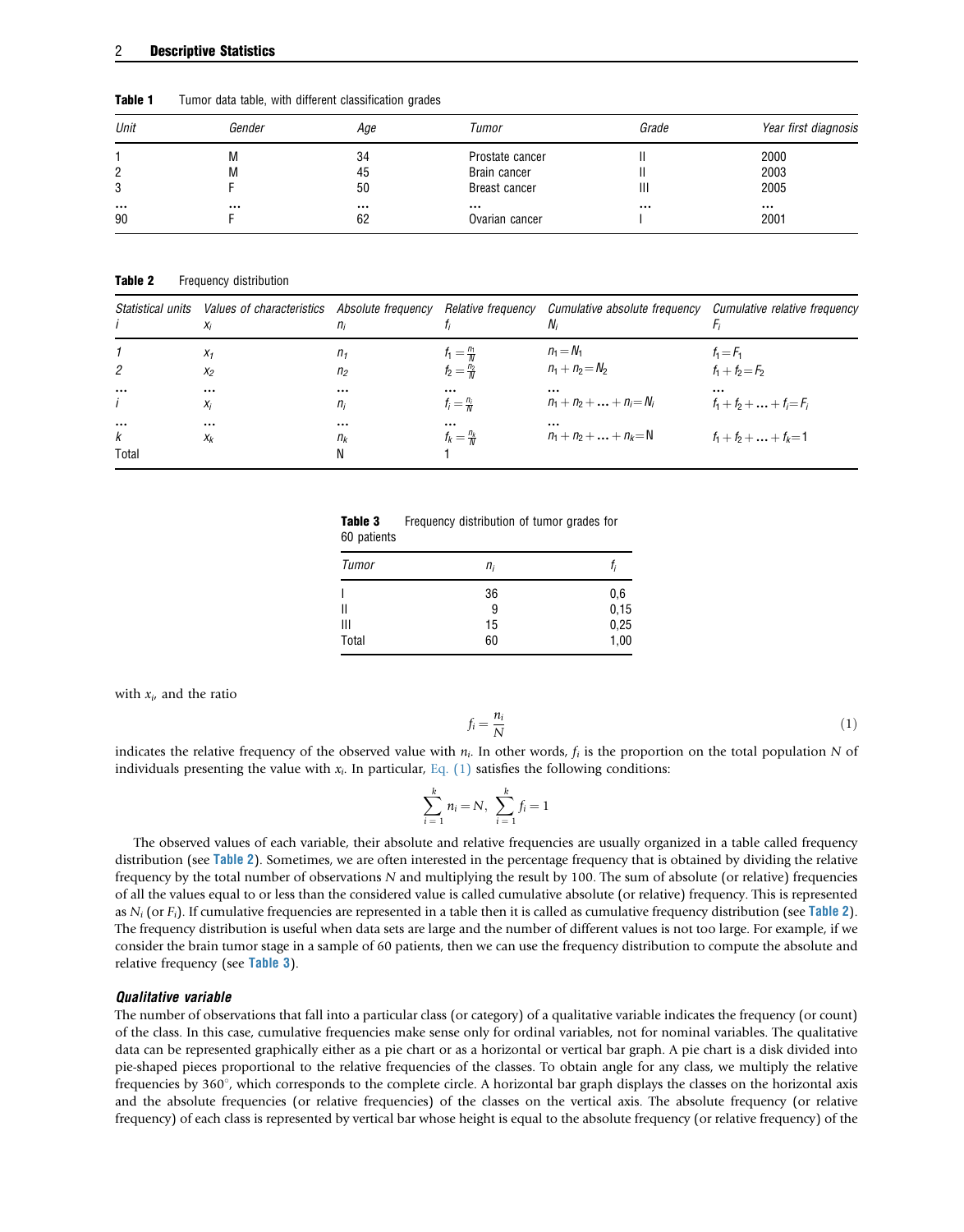**Table 1** Tumor data table, with different classification grades

| Unit | Gender | Age | Tumor | Grade | Year first diagnosis |
|---|---|---|---|---|---|
| 1 | M | 34 | Prostate cancer | II | 2000 |
| 2 | M | 45 | Brain cancer | II | 2003 |
| 3 | F | 50 | Breast cancer | III | 2005 |
| … | … | … | … | … | … |
| 90 | F | 62 | Ovarian cancer | I | 2001 |

**Table 2** Frequency distribution

| Statistical units $i$ | Values of characteristics $x_i$ | Absolute frequency $n_i$ | Relative frequency $f_i$ | Cumulative absolute frequency $N_i$ | Cumulative relative frequency $F_i$ |
|---|---|---|---|---|---|
| 1 | $x_1$ | $n_1$ | $f_1 = \frac{n_1}{N}$ | $n_1 = N_1$ | $f_1 = F_1$ |
| 2 | $x_2$ | $n_2$ | $f_2 = \frac{n_2}{N}$ | $n_1 + n_2 = N_2$ | $f_1 + f_2 = F_2$ |
| … | … | … | … | … | … |
| $i$ | $x_i$ | $n_i$ | $f_i = \frac{n_i}{N}$ | $n_1 + n_2 + \ldots + n_i = N_i$ | $f_1 + f_2 + \ldots + f_i = F_i$ |
| … | … | … | … | … | |
| $k$ | $x_k$ | $n_k$ | $f_k = \frac{n_k}{N}$ | $n_1 + n_2 + \ldots + n_k = N$ | $f_1 + f_2 + \ldots + f_k = 1$ |
| Total | | N | 1 | | |

**Table 3** Frequency distribution of tumor grades for 60 patients

| Tumor | $n_i$ | $f_i$ |
|---|---|---|
| I | 36 | 0,6 |
| II | 9 | 0,15 |
| III | 15 | 0,25 |
| Total | 60 | 1,00 |

with $x_i$, and the ratio

$$f_i = \frac{n_i}{N} \tag{1}$$

indicates the relative frequency of the observed value with $n_i$. In other words, $f_i$ is the proportion on the total population $N$ of individuals presenting the value with $x_i$. In particular, Eq. (1) satisfies the following conditions:

$$\sum_{i=1}^{k} n_i = N, \ \sum_{i=1}^{k} f_i = 1$$

The observed values of each variable, their absolute and relative frequencies are usually organized in a table called frequency distribution (see **Table 2**). Sometimes, we are often interested in the percentage frequency that is obtained by dividing the relative frequency by the total number of observations $N$ and multiplying the result by 100. The sum of absolute (or relative) frequencies of all the values equal to or less than the considered value is called cumulative absolute (or relative) frequency. This is represented as $N_i$ (or $F_i$). If cumulative frequencies are represented in a table then it is called as cumulative frequency distribution (see **Table 2**). The frequency distribution is useful when data sets are large and the number of different values is not too large. For example, if we consider the brain tumor stage in a sample of 60 patients, then we can use the frequency distribution to compute the absolute and relative frequency (see **Table 3**).

#### *Qualitative variable*

The number of observations that fall into a particular class (or category) of a qualitative variable indicates the frequency (or count) of the class. In this case, cumulative frequencies make sense only for ordinal variables, not for nominal variables. The qualitative data can be represented graphically either as a pie chart or as a horizontal or vertical bar graph. A pie chart is a disk divided into pie-shaped pieces proportional to the relative frequencies of the classes. To obtain angle for any class, we multiply the relative frequencies by 360°, which corresponds to the complete circle. A horizontal bar graph displays the classes on the horizontal axis and the absolute frequencies (or relative frequencies) of the classes on the vertical axis. The absolute frequency (or relative frequency) of each class is represented by vertical bar whose height is equal to the absolute frequency (or relative frequency) of the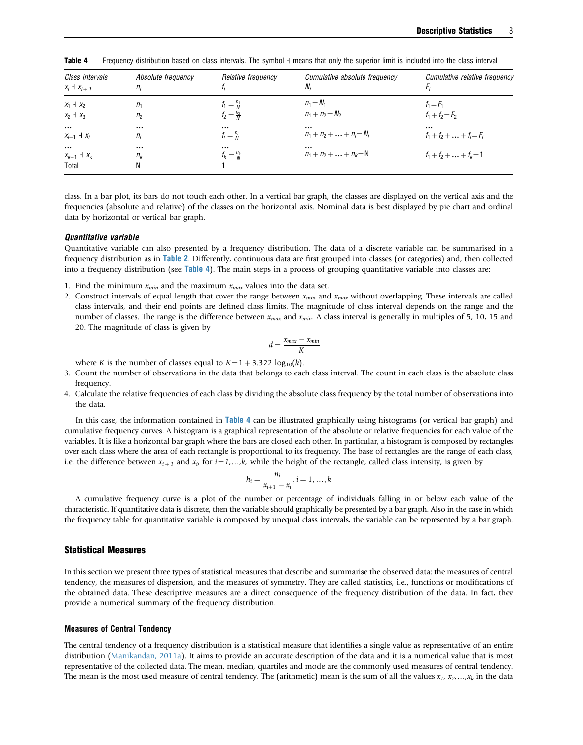Table 4 Frequency distribution based on class intervals. The symbol -| means that only the superior limit is included into the class interval

| *Class intervals* $x_i$ -\| $x_{i+1}$ | *Absolute frequency* $n_i$ | *Relative frequency* $f_i$ | *Cumulative absolute frequency* $N_i$ | *Cumulative relative frequency* $F_i$ |
|---|---|---|---|---|
| $x_1$ -\| $x_2$ | $n_1$ | $f_1 = \frac{n_1}{N}$ | $n_1 = N_1$ | $f_1 = F_1$ |
| $x_2$ -\| $x_3$ | $n_2$ | $f_2 = \frac{n_2}{N}$ | $n_1 + n_2 = N_2$ | $f_1 + f_2 = F_2$ |
| … | … | … | … | … |
| $x_{i-1}$ -\| $x_i$ | $n_i$ | $f_i = \frac{n_i}{N}$ | $n_1 + n_2 + \ldots + n_i = N_i$ | $f_1 + f_2 + \ldots + f_i = F_i$ |
| … | … | … | … | |
| $x_{k-1}$ -\| $x_k$ | $n_k$ | $f_k = \frac{n_k}{N}$ | $n_1 + n_2 + \ldots + n_k = N$ | $f_1 + f_2 + \ldots + f_k = 1$ |
| Total | N | 1 | | |

class. In a bar plot, its bars do not touch each other. In a vertical bar graph, the classes are displayed on the vertical axis and the frequencies (absolute and relative) of the classes on the horizontal axis. Nominal data is best displayed by pie chart and ordinal data by horizontal or vertical bar graph.

#### *Quantitative variable*

Quantitative variable can also presented by a frequency distribution. The data of a discrete variable can be summarised in a frequency distribution as in Table 2. Differently, continuous data are first grouped into classes (or categories) and, then collected into a frequency distribution (see Table 4). The main steps in a process of grouping quantitative variable into classes are:

1. Find the minimum $x_{min}$ and the maximum $x_{max}$ values into the data set.
2. Construct intervals of equal length that cover the range between $x_{min}$ and $x_{max}$ without overlapping. These intervals are called class intervals, and their end points are defined class limits. The magnitude of class interval depends on the range and the number of classes. The range is the difference between $x_{max}$ and $x_{min}$. A class interval is generally in multiples of 5, 10, 15 and 20. The magnitude of class is given by

$$d = \frac{x_{max} - x_{min}}{K}$$

   where $K$ is the number of classes equal to $K = 1 + 3.322\ \log_{10}(k)$.
3. Count the number of observations in the data that belongs to each class interval. The count in each class is the absolute class frequency.
4. Calculate the relative frequencies of each class by dividing the absolute class frequency by the total number of observations into the data.

In this case, the information contained in Table 4 can be illustrated graphically using histograms (or vertical bar graph) and cumulative frequency curves. A histogram is a graphical representation of the absolute or relative frequencies for each value of the variables. It is like a horizontal bar graph where the bars are closed each other. In particular, a histogram is composed by rectangles over each class where the area of each rectangle is proportional to its frequency. The base of rectangles are the range of each class, i.e. the difference between $x_{i+1}$ and $x_i$, for $i = 1, \ldots, k$, while the height of the rectangle, called class intensity, is given by

$$h_i = \frac{n_i}{x_{i+1} - x_i}, i = 1, \ldots, k$$

A cumulative frequency curve is a plot of the number or percentage of individuals falling in or below each value of the characteristic. If quantitative data is discrete, then the variable should graphically be presented by a bar graph. Also in the case in which the frequency table for quantitative variable is composed by unequal class intervals, the variable can be represented by a bar graph.

## Statistical Measures

In this section we present three types of statistical measures that describe and summarise the observed data: the measures of central tendency, the measures of dispersion, and the measures of symmetry. They are called statistics, i.e., functions or modifications of the obtained data. These descriptive measures are a direct consequence of the frequency distribution of the data. In fact, they provide a numerical summary of the frequency distribution.

### Measures of Central Tendency

The central tendency of a frequency distribution is a statistical measure that identifies a single value as representative of an entire distribution (Manikandan, 2011a). It aims to provide an accurate description of the data and it is a numerical value that is most representative of the collected data. The mean, median, quartiles and mode are the commonly used measures of central tendency. The mean is the most used measure of central tendency. The (arithmetic) mean is the sum of all the values $x_1, x_2, \ldots, x_k$ in the data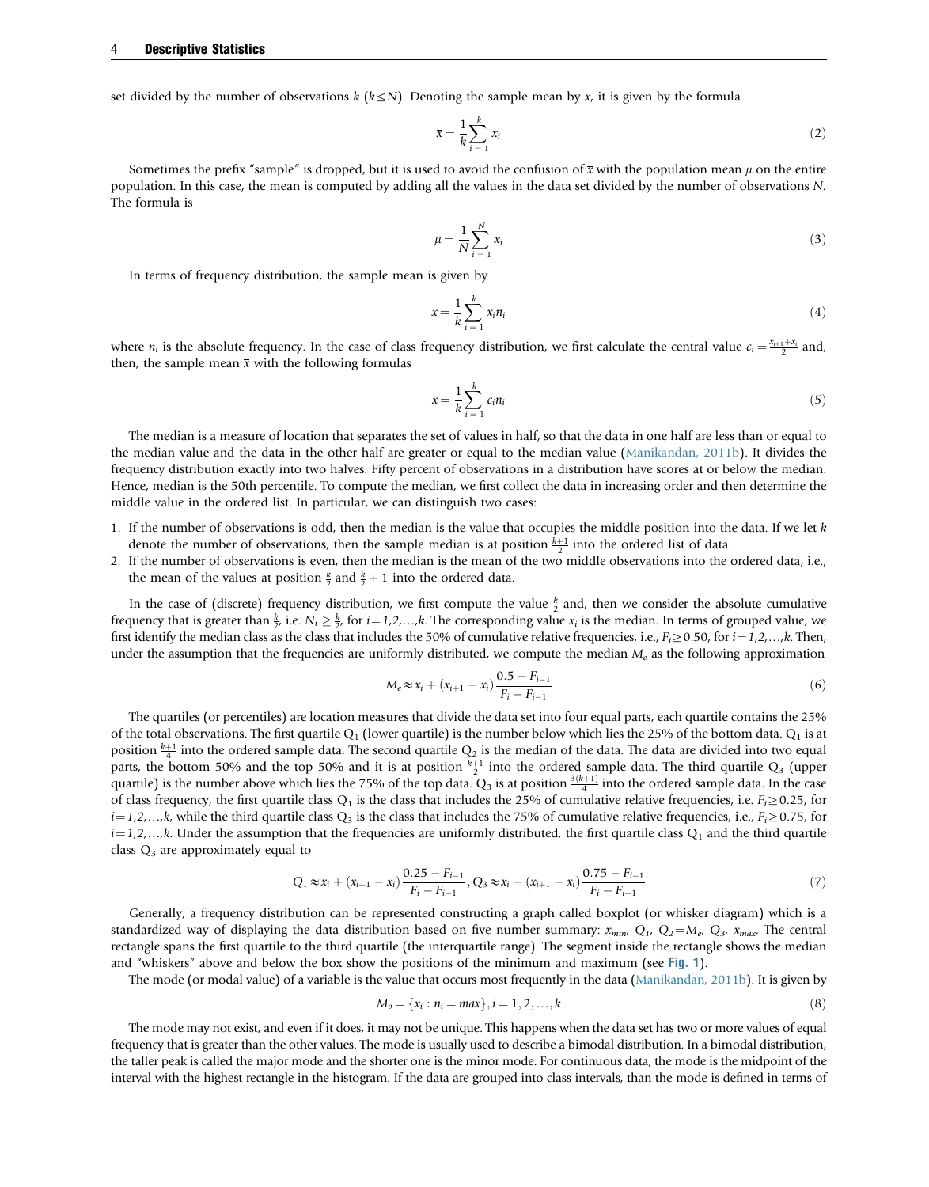set divided by the number of observations $k$ ($k \leq N$). Denoting the sample mean by $\bar{x}$, it is given by the formula

$$\bar{x} = \frac{1}{k}\sum_{i=1}^{k} x_i \tag{2}$$

Sometimes the prefix "sample" is dropped, but it is used to avoid the confusion of $\bar{x}$ with the population mean $\mu$ on the entire population. In this case, the mean is computed by adding all the values in the data set divided by the number of observations $N$. The formula is

$$\mu = \frac{1}{N}\sum_{i=1}^{N} x_i \tag{3}$$

In terms of frequency distribution, the sample mean is given by

$$\bar{x} = \frac{1}{k}\sum_{i=1}^{k} x_i n_i \tag{4}$$

where $n_i$ is the absolute frequency. In the case of class frequency distribution, we first calculate the central value $c_i = \frac{x_{i+1}+x_i}{2}$ and, then, the sample mean $\bar{x}$ with the following formulas

$$\bar{x} = \frac{1}{k}\sum_{i=1}^{k} c_i n_i \tag{5}$$

The median is a measure of location that separates the set of values in half, so that the data in one half are less than or equal to the median value and the data in the other half are greater or equal to the median value (Manikandan, 2011b). It divides the frequency distribution exactly into two halves. Fifty percent of observations in a distribution have scores at or below the median. Hence, median is the 50th percentile. To compute the median, we first collect the data in increasing order and then determine the middle value in the ordered list. In particular, we can distinguish two cases:

1. If the number of observations is odd, then the median is the value that occupies the middle position into the data. If we let $k$ denote the number of observations, then the sample median is at position $\frac{k+1}{2}$ into the ordered list of data.
2. If the number of observations is even, then the median is the mean of the two middle observations into the ordered data, i.e., the mean of the values at position $\frac{k}{2}$ and $\frac{k}{2}+1$ into the ordered data.

In the case of (discrete) frequency distribution, we first compute the value $\frac{k}{2}$ and, then we consider the absolute cumulative frequency that is greater than $\frac{k}{2}$, i.e. $N_i \geq \frac{k}{2}$, for $i=1,2,\ldots,k$. The corresponding value $x_i$ is the median. In terms of grouped value, we first identify the median class as the class that includes the 50% of cumulative relative frequencies, i.e., $F_i \geq 0.50$, for $i=1,2,\ldots,k$. Then, under the assumption that the frequencies are uniformly distributed, we compute the median $M_e$ as the following approximation

$$M_e \approx x_i + (x_{i+1} - x_i)\frac{0.5 - F_{i-1}}{F_i - F_{i-1}} \tag{6}$$

The quartiles (or percentiles) are location measures that divide the data set into four equal parts, each quartile contains the 25% of the total observations. The first quartile $Q_1$ (lower quartile) is the number below which lies the 25% of the bottom data. $Q_1$ is at position $\frac{k+1}{4}$ into the ordered sample data. The second quartile $Q_2$ is the median of the data. The data are divided into two equal parts, the bottom 50% and the top 50% and it is at position $\frac{k+1}{2}$ into the ordered sample data. The third quartile $Q_3$ (upper quartile) is the number above which lies the 75% of the top data. $Q_3$ is at position $\frac{3(k+1)}{4}$ into the ordered sample data. In the case of class frequency, the first quartile class $Q_1$ is the class that includes the 25% of cumulative relative frequencies, i.e. $F_i \geq 0.25$, for $i=1,2,\ldots,k$, while the third quartile class $Q_3$ is the class that includes the 75% of cumulative relative frequencies, i.e., $F_i \geq 0.75$, for $i=1,2,\ldots,k$. Under the assumption that the frequencies are uniformly distributed, the first quartile class $Q_1$ and the third quartile class $Q_3$ are approximately equal to

$$Q_1 \approx x_i + (x_{i+1} - x_i)\frac{0.25 - F_{i-1}}{F_i - F_{i-1}}, Q_3 \approx x_i + (x_{i+1} - x_i)\frac{0.75 - F_{i-1}}{F_i - F_{i-1}} \tag{7}$$

Generally, a frequency distribution can be represented constructing a graph called boxplot (or whisker diagram) which is a standardized way of displaying the data distribution based on five number summary: $x_{min}$, $Q_1$, $Q_2=M_e$, $Q_3$, $x_{max}$. The central rectangle spans the first quartile to the third quartile (the interquartile range). The segment inside the rectangle shows the median and "whiskers" above and below the box show the positions of the minimum and maximum (see **Fig. 1**).

The mode (or modal value) of a variable is the value that occurs most frequently in the data (Manikandan, 2011b). It is given by

$$M_o = \{x_i : n_i = max\}, i = 1, 2, \ldots, k \tag{8}$$

The mode may not exist, and even if it does, it may not be unique. This happens when the data set has two or more values of equal frequency that is greater than the other values. The mode is usually used to describe a bimodal distribution. In a bimodal distribution, the taller peak is called the major mode and the shorter one is the minor mode. For continuous data, the mode is the midpoint of the interval with the highest rectangle in the histogram. If the data are grouped into class intervals, than the mode is defined in terms of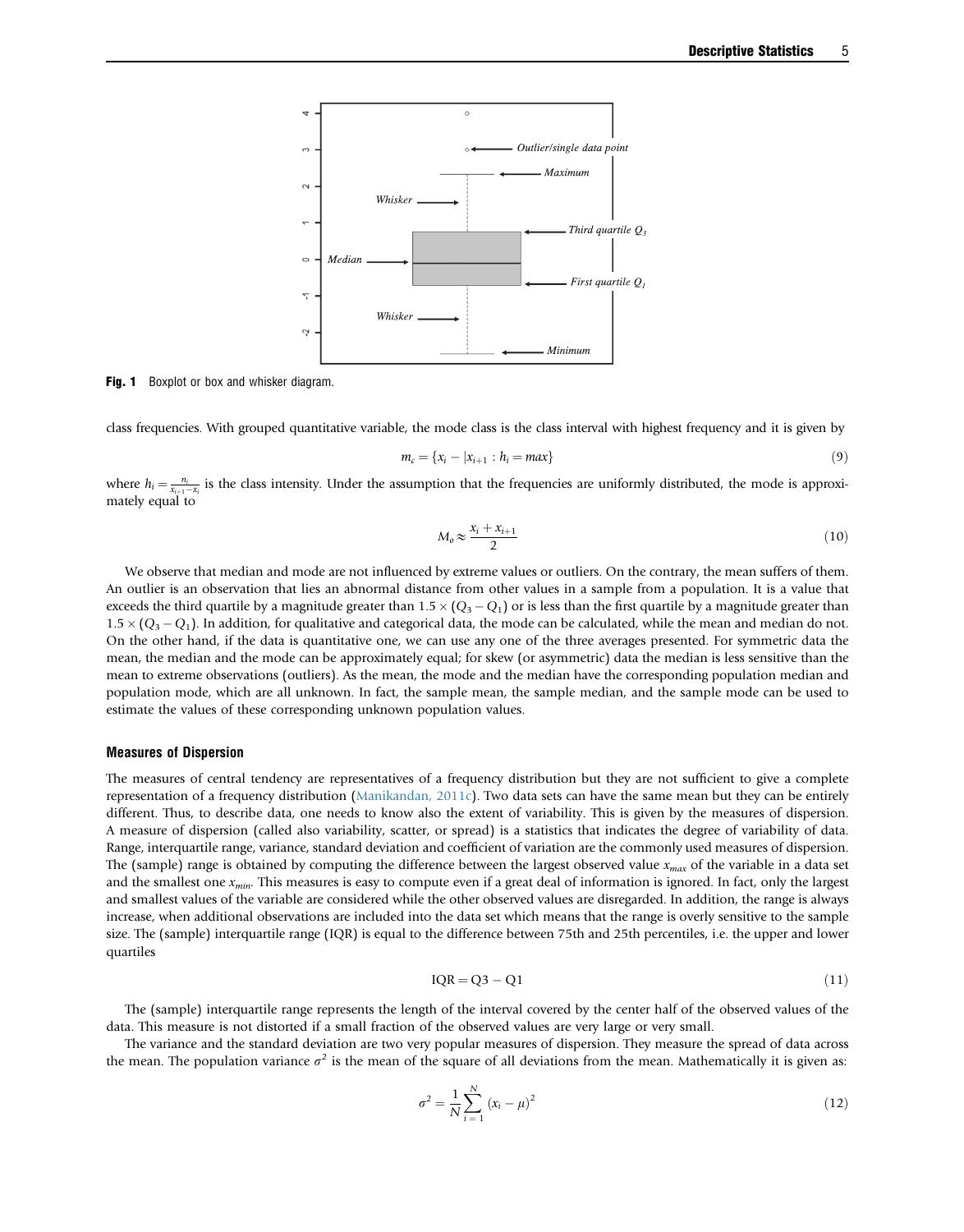4

3

2

1

0

-1

-2

Outlier/single data point

Maximum

Whisker

Third quartile $Q_3$

Median

First quartile $Q_1$

Whisker

Minimum

**Fig. 1** Boxplot or box and whisker diagram.

class frequencies. With grouped quantitative variable, the mode class is the class interval with highest frequency and it is given by

$$m_c = \{x_i - |x_{i+1} : h_i = max\} \tag{9}$$

where $h_i = \frac{n_i}{x_{i+1} - x_i}$ is the class intensity. Under the assumption that the frequencies are uniformly distributed, the mode is approximately equal to

$$M_o \approx \frac{x_i + x_{i+1}}{2} \tag{10}$$

We observe that median and mode are not influenced by extreme values or outliers. On the contrary, the mean suffers of them. An outlier is an observation that lies an abnormal distance from other values in a sample from a population. It is a value that exceeds the third quartile by a magnitude greater than $1.5 \times (Q_3 - Q_1)$ or is less than the first quartile by a magnitude greater than $1.5 \times (Q_3 - Q_1)$. In addition, for qualitative and categorical data, the mode can be calculated, while the mean and median do not. On the other hand, if the data is quantitative one, we can use any one of the three averages presented. For symmetric data the mean, the median and the mode can be approximately equal; for skew (or asymmetric) data the median is less sensitive than the mean to extreme observations (outliers). As the mean, the mode and the median have the corresponding population median and population mode, which are all unknown. In fact, the sample mean, the sample median, and the sample mode can be used to estimate the values of these corresponding unknown population values.

### Measures of Dispersion

The measures of central tendency are representatives of a frequency distribution but they are not sufficient to give a complete representation of a frequency distribution (Manikandan, 2011c). Two data sets can have the same mean but they can be entirely different. Thus, to describe data, one needs to know also the extent of variability. This is given by the measures of dispersion. A measure of dispersion (called also variability, scatter, or spread) is a statistics that indicates the degree of variability of data. Range, interquartile range, variance, standard deviation and coefficient of variation are the commonly used measures of dispersion. The (sample) range is obtained by computing the difference between the largest observed value $x_{max}$ of the variable in a data set and the smallest one $x_{min}$. This measures is easy to compute even if a great deal of information is ignored. In fact, only the largest and smallest values of the variable are considered while the other observed values are disregarded. In addition, the range is always increase, when additional observations are included into the data set which means that the range is overly sensitive to the sample size. The (sample) interquartile range (IQR) is equal to the difference between 75th and 25th percentiles, i.e. the upper and lower quartiles

$$\text{IQR} = \text{Q3} - \text{Q1} \tag{11}$$

The (sample) interquartile range represents the length of the interval covered by the center half of the observed values of the data. This measure is not distorted if a small fraction of the observed values are very large or very small.

The variance and the standard deviation are two very popular measures of dispersion. They measure the spread of data across the mean. The population variance $\sigma^2$ is the mean of the square of all deviations from the mean. Mathematically it is given as:

$$\sigma^2 = \frac{1}{N}\sum_{i=1}^{N}(x_i - \mu)^2 \tag{12}$$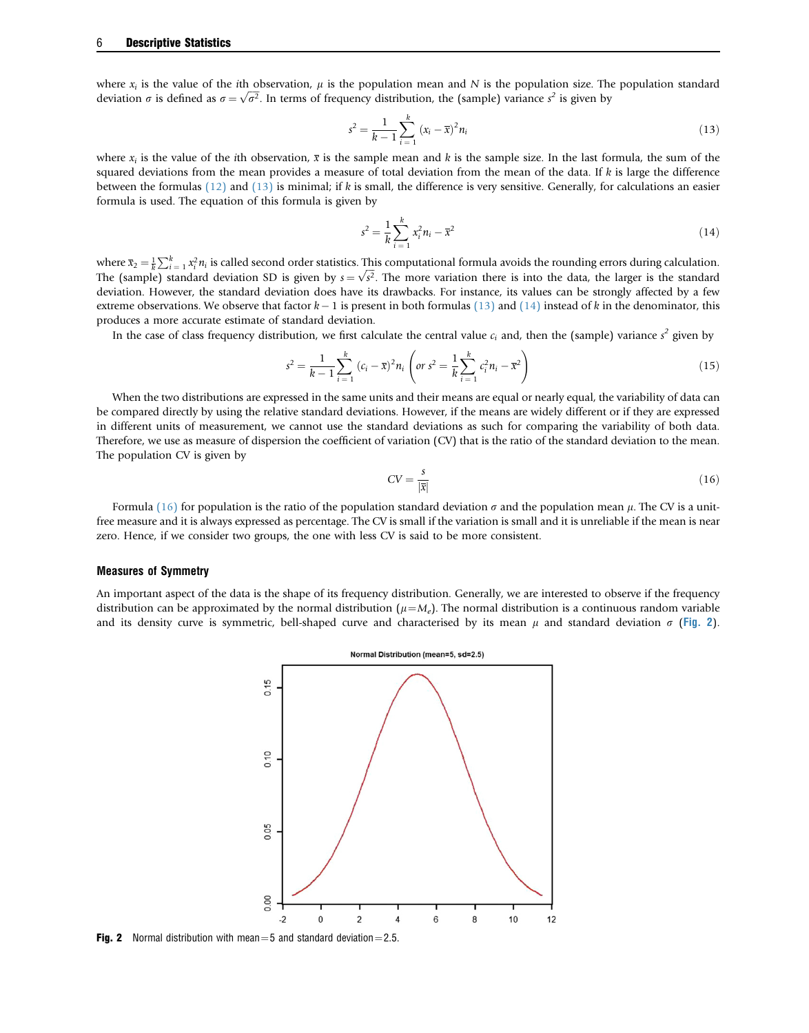where $x_i$ is the value of the $i$th observation, $\mu$ is the population mean and $N$ is the population size. The population standard deviation $\sigma$ is defined as $\sigma = \sqrt{\sigma^2}$. In terms of frequency distribution, the (sample) variance $s^2$ is given by

$$s^2 = \frac{1}{k-1}\sum_{i=1}^{k}(x_i - \overline{x})^2 n_i \tag{13}$$

where $x_i$ is the value of the $i$th observation, $\overline{x}$ is the sample mean and $k$ is the sample size. In the last formula, the sum of the squared deviations from the mean provides a measure of total deviation from the mean of the data. If $k$ is large the difference between the formulas (12) and (13) is minimal; if $k$ is small, the difference is very sensitive. Generally, for calculations an easier formula is used. The equation of this formula is given by

$$s^2 = \frac{1}{k}\sum_{i=1}^{k}x_i^2 n_i - \overline{x}^2 \tag{14}$$

where $\overline{x}_2 = \frac{1}{k}\sum_{i=1}^{k}x_i^2 n_i$ is called second order statistics. This computational formula avoids the rounding errors during calculation. The (sample) standard deviation SD is given by $s = \sqrt{s^2}$. The more variation there is into the data, the larger is the standard deviation. However, the standard deviation does have its drawbacks. For instance, its values can be strongly affected by a few extreme observations. We observe that factor $k-1$ is present in both formulas (13) and (14) instead of $k$ in the denominator, this produces a more accurate estimate of standard deviation.

In the case of class frequency distribution, we first calculate the central value $c_i$ and, then the (sample) variance $s^2$ given by

$$s^2 = \frac{1}{k-1}\sum_{i=1}^{k}(c_i - \overline{x})^2 n_i \left( or\ s^2 = \frac{1}{k}\sum_{i=1}^{k}c_i^2 n_i - \overline{x}^2 \right) \tag{15}$$

When the two distributions are expressed in the same units and their means are equal or nearly equal, the variability of data can be compared directly by using the relative standard deviations. However, if the means are widely different or if they are expressed in different units of measurement, we cannot use the standard deviations as such for comparing the variability of both data. Therefore, we use as measure of dispersion the coefficient of variation (CV) that is the ratio of the standard deviation to the mean. The population CV is given by

$$CV = \frac{s}{|\overline{x}|} \tag{16}$$

Formula (16) for population is the ratio of the population standard deviation $\sigma$ and the population mean $\mu$. The CV is a unit-free measure and it is always expressed as percentage. The CV is small if the variation is small and it is unreliable if the mean is near zero. Hence, if we consider two groups, the one with less CV is said to be more consistent.

### Measures of Symmetry

An important aspect of the data is the shape of its frequency distribution. Generally, we are interested to observe if the frequency distribution can be approximated by the normal distribution ($\mu = M_e$). The normal distribution is a continuous random variable and its density curve is symmetric, bell-shaped curve and characterised by its mean $\mu$ and standard deviation $\sigma$ (**Fig. 2**).

**Fig. 2** Normal distribution with mean = 5 and standard deviation = 2.5.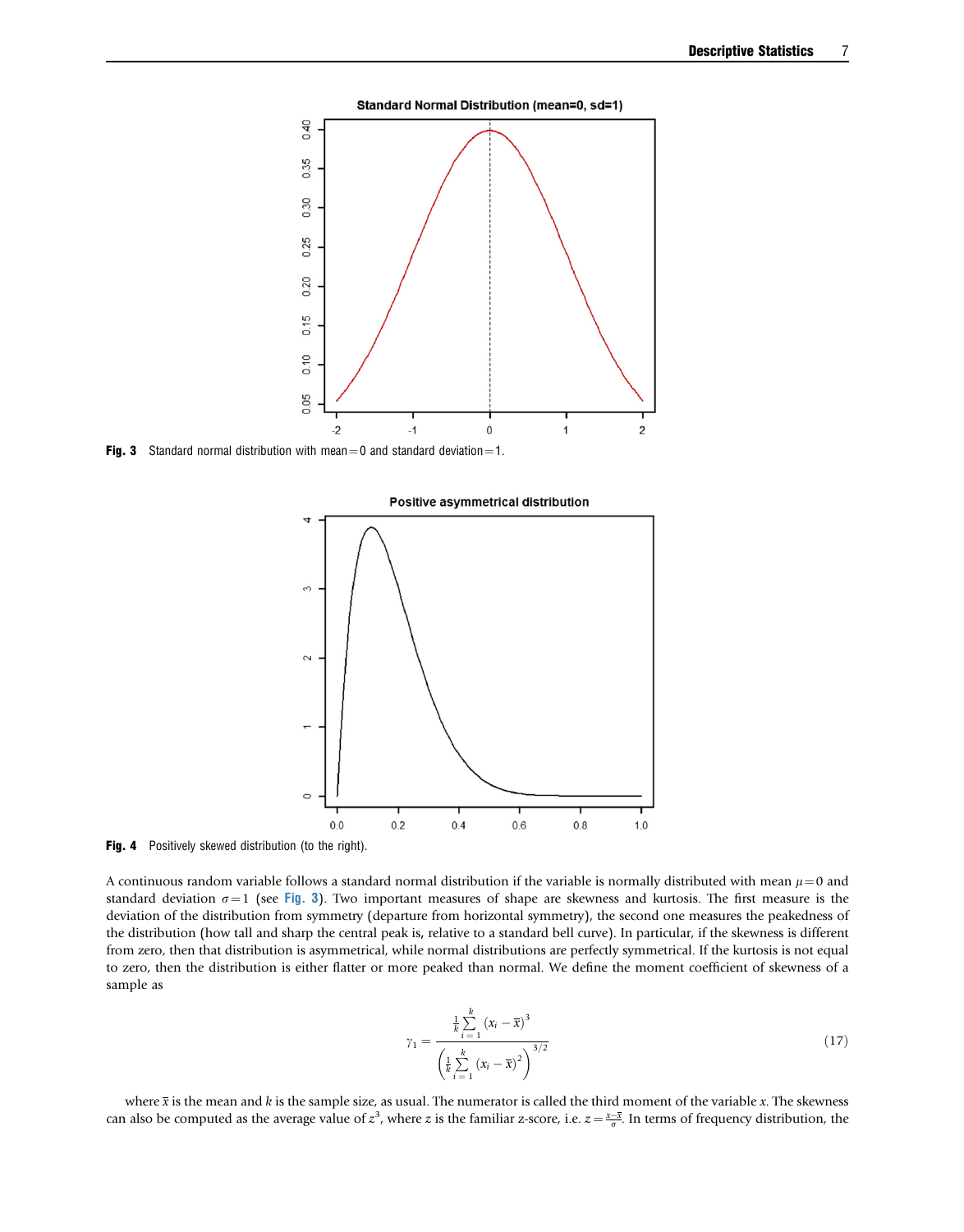Fig. 3 Standard normal distribution with mean = 0 and standard deviation = 1.

Fig. 4 Positively skewed distribution (to the right).

A continuous random variable follows a standard normal distribution if the variable is normally distributed with mean $\mu = 0$ and standard deviation $\sigma = 1$ (see Fig. 3). Two important measures of shape are skewness and kurtosis. The first measure is the deviation of the distribution from symmetry (departure from horizontal symmetry), the second one measures the peakedness of the distribution (how tall and sharp the central peak is, relative to a standard bell curve). In particular, if the skewness is different from zero, then that distribution is asymmetrical, while normal distributions are perfectly symmetrical. If the kurtosis is not equal to zero, then the distribution is either flatter or more peaked than normal. We define the moment coefficient of skewness of a sample as

$$\gamma_1 = \frac{\frac{1}{k}\sum_{i=1}^{k}(x_i - \bar{x})^3}{\left(\frac{1}{k}\sum_{i=1}^{k}(x_i - \bar{x})^2\right)^{3/2}} \tag{17}$$

where $\bar{x}$ is the mean and $k$ is the sample size, as usual. The numerator is called the third moment of the variable $x$. The skewness can also be computed as the average value of $z^3$, where $z$ is the familiar z-score, i.e. $z = \frac{x - \bar{x}}{\sigma}$. In terms of frequency distribution, the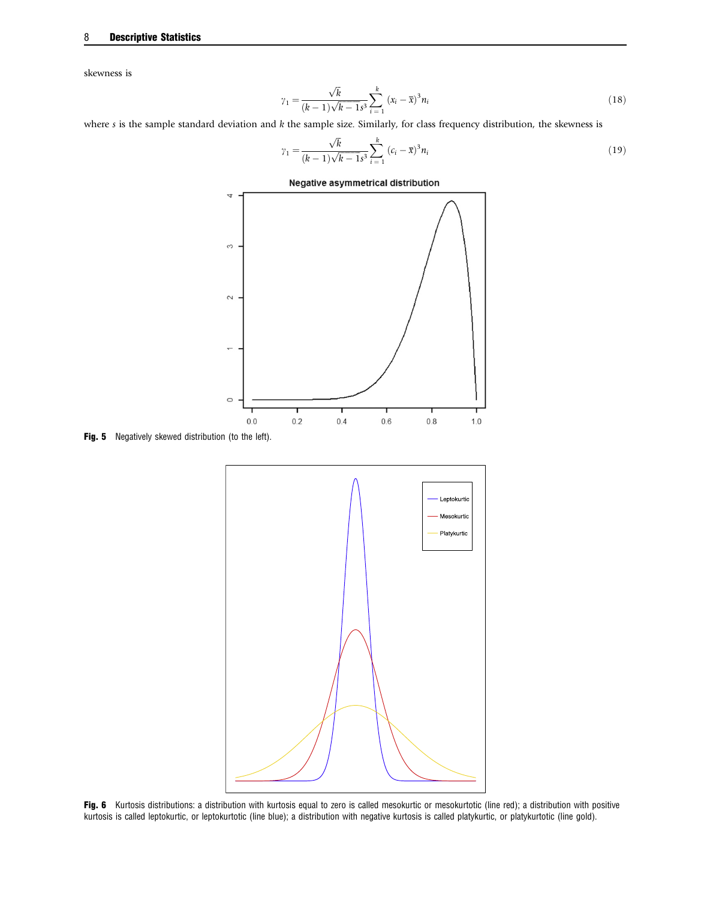skewness is

$$\gamma_1 = \frac{\sqrt{k}}{(k-1)\sqrt{k-1}s^3} \sum_{i=1}^{k} (x_i - \bar{x})^3 n_i \tag{18}$$

where $s$ is the sample standard deviation and $k$ the sample size. Similarly, for class frequency distribution, the skewness is

$$\gamma_1 = \frac{\sqrt{k}}{(k-1)\sqrt{k-1}s^3} \sum_{i=1}^{k} (c_i - \bar{x})^3 n_i \tag{19}$$

**Fig. 5** Negatively skewed distribution (to the left).

**Fig. 6** Kurtosis distributions: a distribution with kurtosis equal to zero is called mesokurtic or mesokurtotic (line red); a distribution with positive kurtosis is called leptokurtic, or leptokurtotic (line blue); a distribution with negative kurtosis is called platykurtic, or platykurtotic (line gold).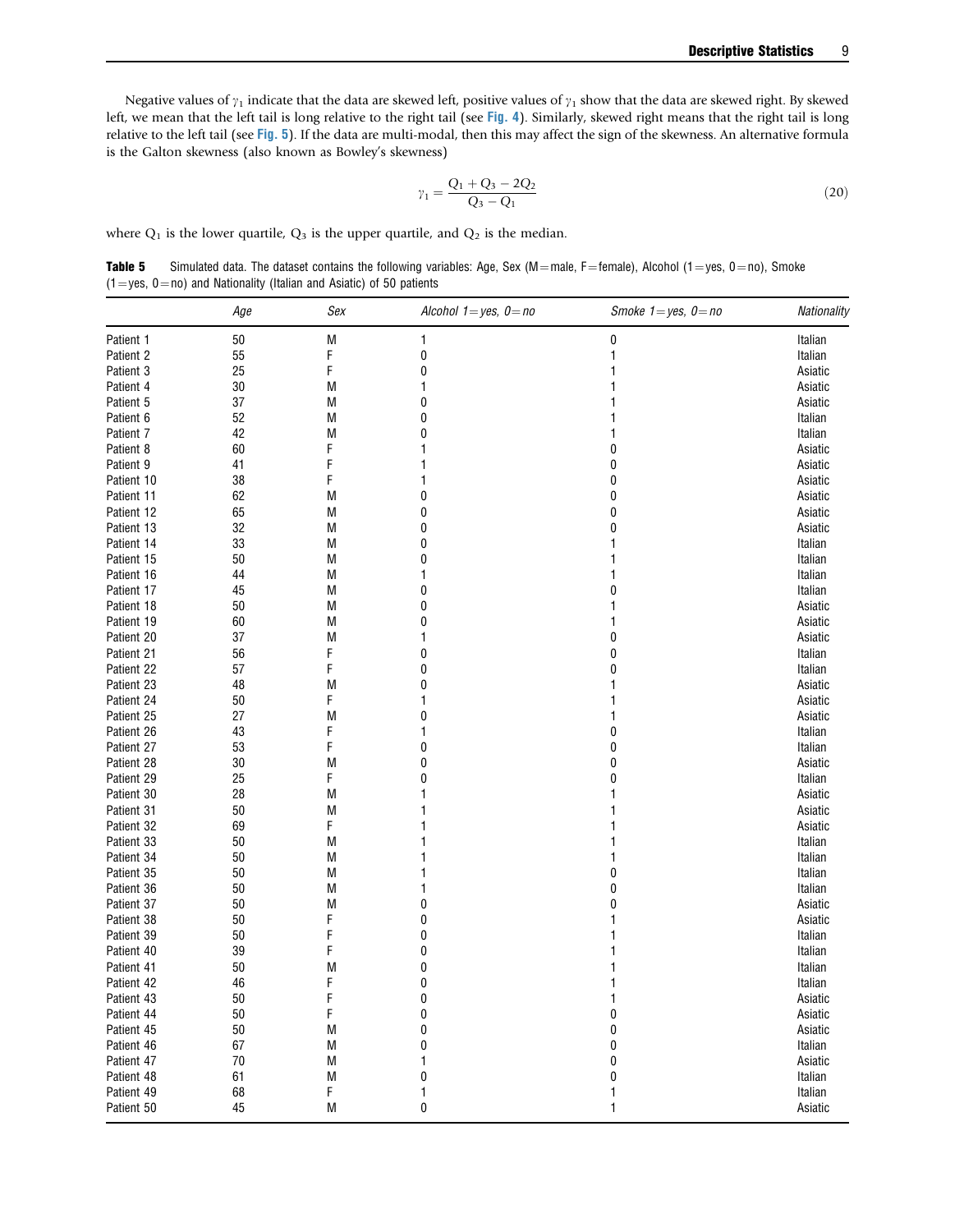Negative values of $\gamma_1$ indicate that the data are skewed left, positive values of $\gamma_1$ show that the data are skewed right. By skewed left, we mean that the left tail is long relative to the right tail (see **Fig. 4**). Similarly, skewed right means that the right tail is long relative to the left tail (see **Fig. 5**). If the data are multi-modal, then this may affect the sign of the skewness. An alternative formula is the Galton skewness (also known as Bowley's skewness)

$$\gamma_1 = \frac{Q_1 + Q_3 - 2Q_2}{Q_3 - Q_1} \tag{20}$$

where $Q_1$ is the lower quartile, $Q_3$ is the upper quartile, and $Q_2$ is the median.

**Table 5** Simulated data. The dataset contains the following variables: Age, Sex (M = male, F = female), Alcohol (1 = yes, 0 = no), Smoke (1 = yes, 0 = no) and Nationality (Italian and Asiatic) of 50 patients

| | *Age* | *Sex* | *Alcohol 1 = yes, 0 = no* | *Smoke 1 = yes, 0 = no* | *Nationality* |
|---|---|---|---|---|---|
| Patient 1 | 50 | M | 1 | 0 | Italian |
| Patient 2 | 55 | F | 0 | 1 | Italian |
| Patient 3 | 25 | F | 0 | 1 | Asiatic |
| Patient 4 | 30 | M | 1 | 1 | Asiatic |
| Patient 5 | 37 | M | 0 | 1 | Asiatic |
| Patient 6 | 52 | M | 0 | 1 | Italian |
| Patient 7 | 42 | M | 0 | 1 | Italian |
| Patient 8 | 60 | F | 1 | 0 | Asiatic |
| Patient 9 | 41 | F | 1 | 0 | Asiatic |
| Patient 10 | 38 | F | 1 | 0 | Asiatic |
| Patient 11 | 62 | M | 0 | 0 | Asiatic |
| Patient 12 | 65 | M | 0 | 0 | Asiatic |
| Patient 13 | 32 | M | 0 | 0 | Asiatic |
| Patient 14 | 33 | M | 0 | 1 | Italian |
| Patient 15 | 50 | M | 0 | 1 | Italian |
| Patient 16 | 44 | M | 1 | 1 | Italian |
| Patient 17 | 45 | M | 0 | 0 | Italian |
| Patient 18 | 50 | M | 0 | 1 | Asiatic |
| Patient 19 | 60 | M | 0 | 1 | Asiatic |
| Patient 20 | 37 | M | 1 | 0 | Asiatic |
| Patient 21 | 56 | F | 0 | 0 | Italian |
| Patient 22 | 57 | F | 0 | 0 | Italian |
| Patient 23 | 48 | M | 0 | 1 | Asiatic |
| Patient 24 | 50 | F | 1 | 1 | Asiatic |
| Patient 25 | 27 | M | 0 | 1 | Asiatic |
| Patient 26 | 43 | F | 1 | 0 | Italian |
| Patient 27 | 53 | F | 0 | 0 | Italian |
| Patient 28 | 30 | M | 0 | 0 | Asiatic |
| Patient 29 | 25 | F | 0 | 0 | Italian |
| Patient 30 | 28 | M | 1 | 1 | Asiatic |
| Patient 31 | 50 | M | 1 | 1 | Asiatic |
| Patient 32 | 69 | F | 1 | 1 | Asiatic |
| Patient 33 | 50 | M | 1 | 1 | Italian |
| Patient 34 | 50 | M | 1 | 1 | Italian |
| Patient 35 | 50 | M | 1 | 0 | Italian |
| Patient 36 | 50 | M | 1 | 0 | Italian |
| Patient 37 | 50 | M | 0 | 0 | Asiatic |
| Patient 38 | 50 | F | 0 | 1 | Asiatic |
| Patient 39 | 50 | F | 0 | 1 | Italian |
| Patient 40 | 39 | F | 0 | 1 | Italian |
| Patient 41 | 50 | M | 0 | 1 | Italian |
| Patient 42 | 46 | F | 0 | 1 | Italian |
| Patient 43 | 50 | F | 0 | 1 | Asiatic |
| Patient 44 | 50 | F | 0 | 0 | Asiatic |
| Patient 45 | 50 | M | 0 | 0 | Asiatic |
| Patient 46 | 67 | M | 0 | 0 | Italian |
| Patient 47 | 70 | M | 1 | 0 | Asiatic |
| Patient 48 | 61 | M | 0 | 0 | Italian |
| Patient 49 | 68 | F | 1 | 1 | Italian |
| Patient 50 | 45 | M | 0 | 1 | Asiatic |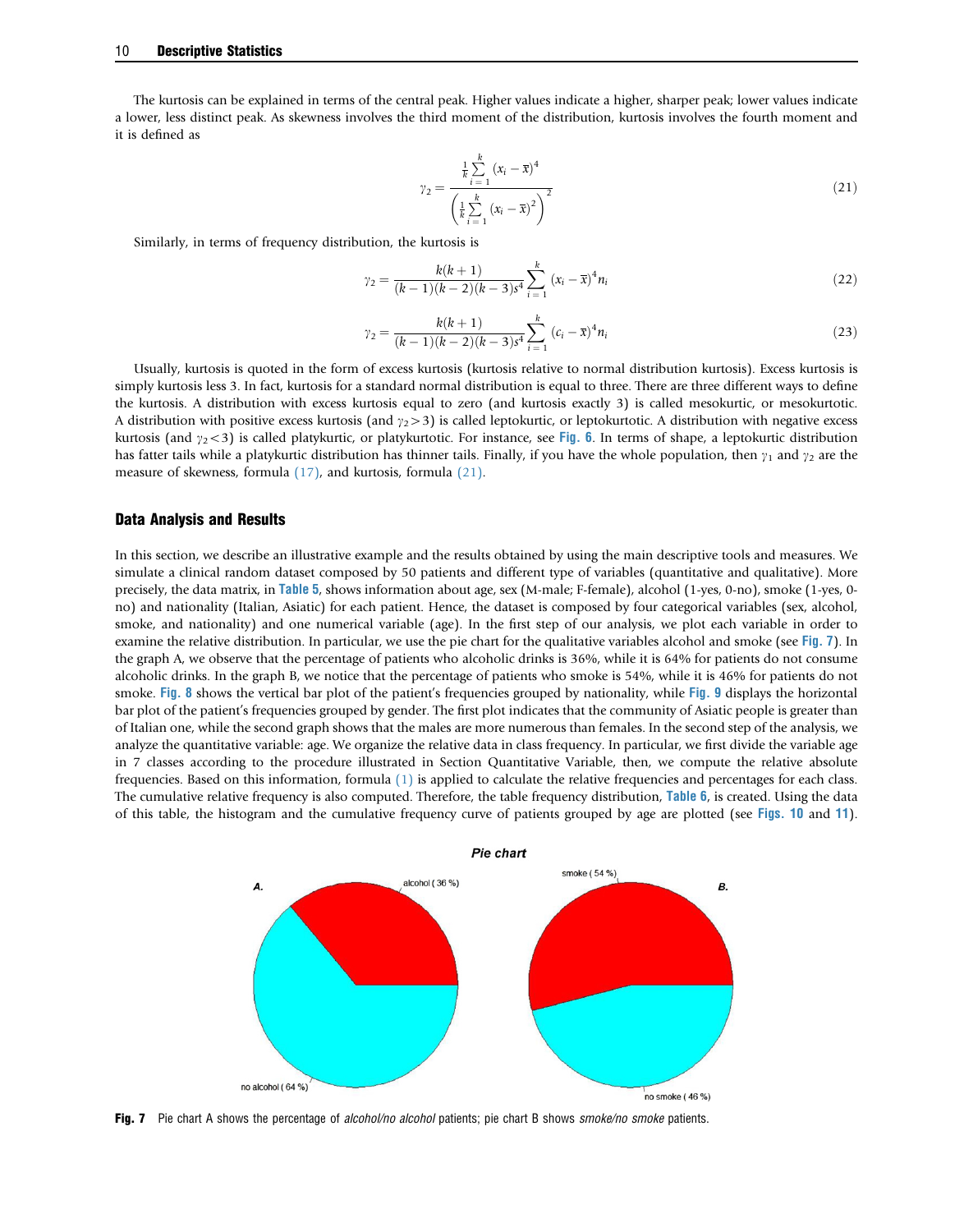The kurtosis can be explained in terms of the central peak. Higher values indicate a higher, sharper peak; lower values indicate a lower, less distinct peak. As skewness involves the third moment of the distribution, kurtosis involves the fourth moment and it is defined as

$$\gamma_2 = \frac{\frac{1}{k}\sum_{i=1}^{k}(x_i - \overline{x})^4}{\left(\frac{1}{k}\sum_{i=1}^{k}(x_i - \overline{x})^2\right)^2} \tag{21}$$

Similarly, in terms of frequency distribution, the kurtosis is

$$\gamma_2 = \frac{k(k+1)}{(k-1)(k-2)(k-3)s^4}\sum_{i=1}^{k}(x_i - \overline{x})^4 n_i \tag{22}$$

$$\gamma_2 = \frac{k(k+1)}{(k-1)(k-2)(k-3)s^4}\sum_{i=1}^{k}(c_i - \overline{x})^4 n_i \tag{23}$$

Usually, kurtosis is quoted in the form of excess kurtosis (kurtosis relative to normal distribution kurtosis). Excess kurtosis is simply kurtosis less 3. In fact, kurtosis for a standard normal distribution is equal to three. There are three different ways to define the kurtosis. A distribution with excess kurtosis equal to zero (and kurtosis exactly 3) is called mesokurtic, or mesokurtotic. A distribution with positive excess kurtosis (and $\gamma_2 > 3$) is called leptokurtic, or leptokurtotic. A distribution with negative excess kurtosis (and $\gamma_2 < 3$) is called platykurtic, or platykurtotic. For instance, see **Fig. 6**. In terms of shape, a leptokurtic distribution has fatter tails while a platykurtic distribution has thinner tails. Finally, if you have the whole population, then $\gamma_1$ and $\gamma_2$ are the measure of skewness, formula (17), and kurtosis, formula (21).

## Data Analysis and Results

In this section, we describe an illustrative example and the results obtained by using the main descriptive tools and measures. We simulate a clinical random dataset composed by 50 patients and different type of variables (quantitative and qualitative). More precisely, the data matrix, in **Table 5**, shows information about age, sex (M-male; F-female), alcohol (1-yes, 0-no), smoke (1-yes, 0-no) and nationality (Italian, Asiatic) for each patient. Hence, the dataset is composed by four categorical variables (sex, alcohol, smoke, and nationality) and one numerical variable (age). In the first step of our analysis, we plot each variable in order to examine the relative distribution. In particular, we use the pie chart for the qualitative variables alcohol and smoke (see **Fig. 7**). In the graph A, we observe that the percentage of patients who alcoholic drinks is 36%, while it is 64% for patients do not consume alcoholic drinks. In the graph B, we notice that the percentage of patients who smoke is 54%, while it is 46% for patients do not smoke. **Fig. 8** shows the vertical bar plot of the patient's frequencies grouped by nationality, while **Fig. 9** displays the horizontal bar plot of the patient's frequencies grouped by gender. The first plot indicates that the community of Asiatic people is greater than of Italian one, while the second graph shows that the males are more numerous than females. In the second step of the analysis, we analyze the quantitative variable: age. We organize the relative data in class frequency. In particular, we first divide the variable age in 7 classes according to the procedure illustrated in Section Quantitative Variable, then, we compute the relative absolute frequencies. Based on this information, formula (1) is applied to calculate the relative frequencies and percentages for each class. The cumulative relative frequency is also computed. Therefore, the table frequency distribution, **Table 6**, is created. Using the data of this table, the histogram and the cumulative frequency curve of patients grouped by age are plotted (see **Figs. 10** and **11**).

**Fig. 7** Pie chart A shows the percentage of *alcohol/no alcohol* patients; pie chart B shows *smoke/no smoke* patients.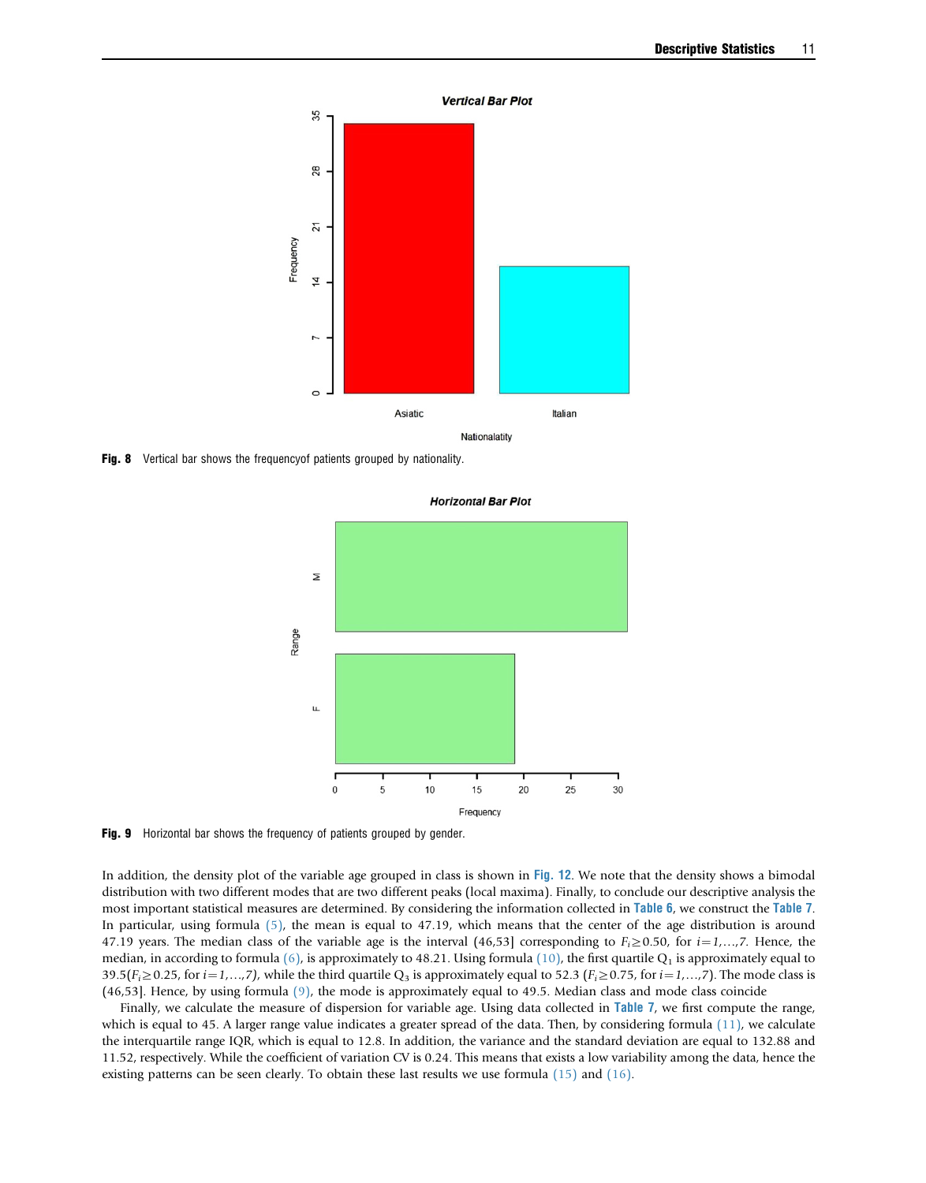Fig. 8 Vertical bar shows the frequencyof patients grouped by nationality.

Fig. 9 Horizontal bar shows the frequency of patients grouped by gender.

In addition, the density plot of the variable age grouped in class is shown in Fig. 12. We note that the density shows a bimodal distribution with two different modes that are two different peaks (local maxima). Finally, to conclude our descriptive analysis the most important statistical measures are determined. By considering the information collected in Table 6, we construct the Table 7. In particular, using formula (5), the mean is equal to 47.19, which means that the center of the age distribution is around 47.19 years. The median class of the variable age is the interval (46,53] corresponding to $F_i \geq 0.50$, for $i=1,\ldots,7$. Hence, the median, in according to formula (6), is approximately to 48.21. Using formula (10), the first quartile $Q_1$ is approximately equal to 39.5($F_i \geq 0.25$, for $i=1,\ldots,7$), while the third quartile $Q_3$ is approximately equal to 52.3 ($F_i \geq 0.75$, for $i=1,\ldots,7$). The mode class is (46,53]. Hence, by using formula (9), the mode is approximately equal to 49.5. Median class and mode class coincide

Finally, we calculate the measure of dispersion for variable age. Using data collected in Table 7, we first compute the range, which is equal to 45. A larger range value indicates a greater spread of the data. Then, by considering formula (11), we calculate the interquartile range IQR, which is equal to 12.8. In addition, the variance and the standard deviation are equal to 132.88 and 11.52, respectively. While the coefficient of variation CV is 0.24. This means that exists a low variability among the data, hence the existing patterns can be seen clearly. To obtain these last results we use formula (15) and (16).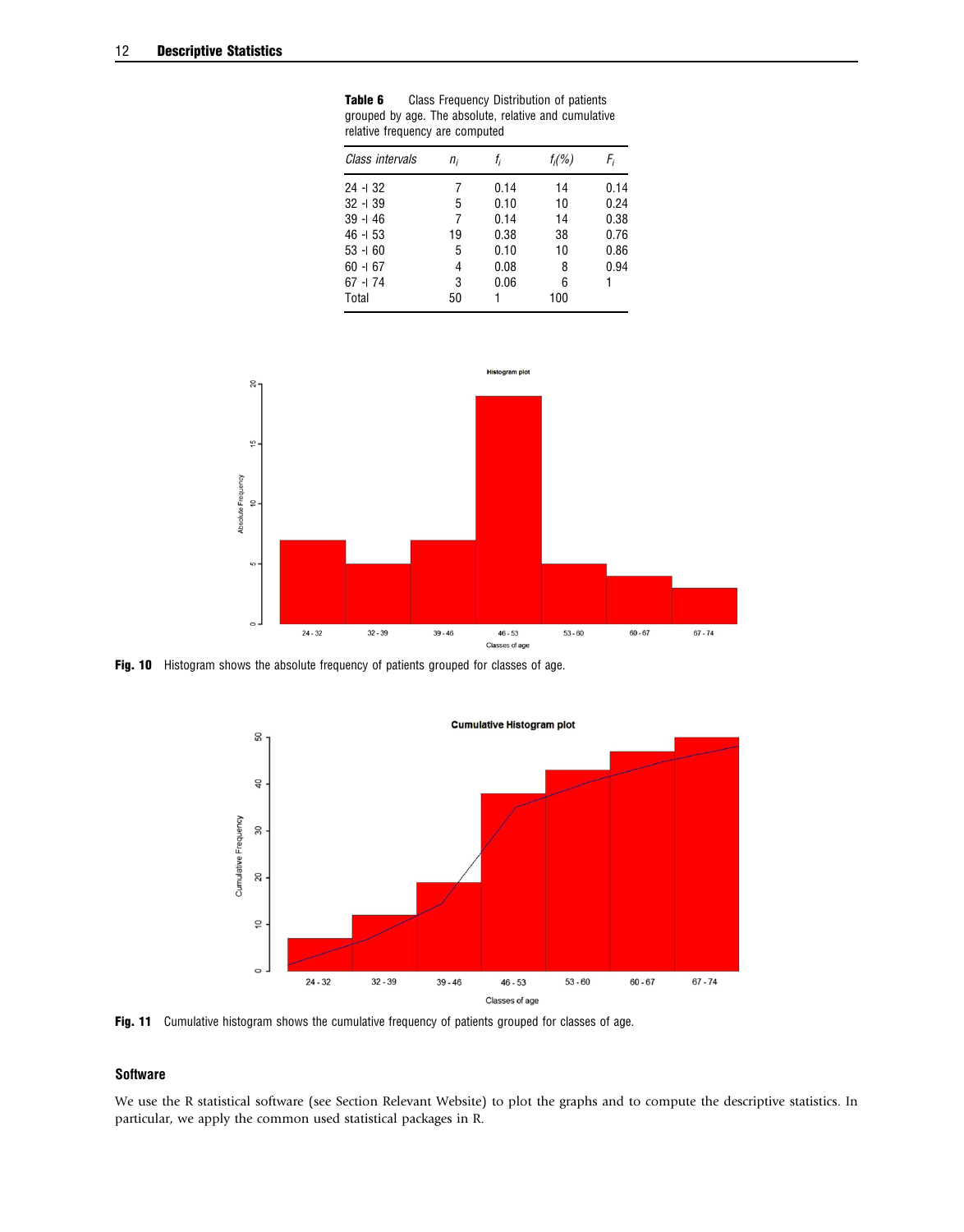**Table 6** Class Frequency Distribution of patients grouped by age. The absolute, relative and cumulative relative frequency are computed

| *Class intervals* | $n_i$ | $f_i$ | $f_i(\%)$ | $F_i$ |
|---|---|---|---|---|
| 24 -| 32 | 7 | 0.14 | 14 | 0.14 |
| 32 -| 39 | 5 | 0.10 | 10 | 0.24 |
| 39 -| 46 | 7 | 0.14 | 14 | 0.38 |
| 46 -| 53 | 19 | 0.38 | 38 | 0.76 |
| 53 -| 60 | 5 | 0.10 | 10 | 0.86 |
| 60 -| 67 | 4 | 0.08 | 8 | 0.94 |
| 67 -| 74 | 3 | 0.06 | 6 | 1 |
| Total | 50 | 1 | 100 | |

**Fig. 10** Histogram shows the absolute frequency of patients grouped for classes of age.

**Fig. 11** Cumulative histogram shows the cumulative frequency of patients grouped for classes of age.

### Software

We use the R statistical software (see Section Relevant Website) to plot the graphs and to compute the descriptive statistics. In particular, we apply the common used statistical packages in R.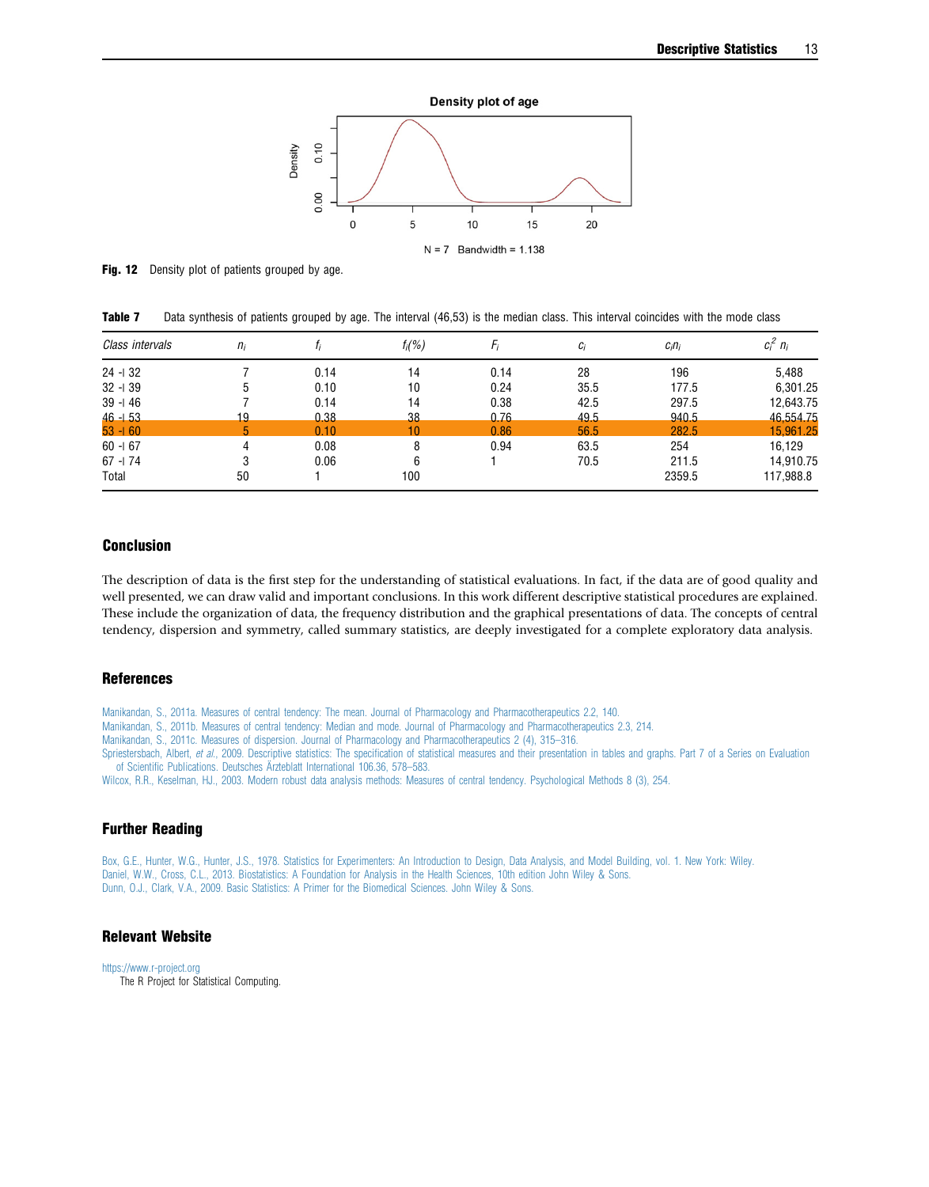Density plot of age

Density

0.00

0.10

0

5

10

15

20

N = 7 Bandwidth = 1.138

**Fig. 12** Density plot of patients grouped by age.

**Table 7** Data synthesis of patients grouped by age. The interval (46,53) is the median class. This interval coincides with the mode class

| *Class intervals* | $n_i$ | $f_i$ | $f_i(\%)$ | $F_i$ | $c_i$ | $c_i n_i$ | $c_i^2\ n_i$ |
|---|---|---|---|---|---|---|---|
| 24 -I 32 | 7 | 0.14 | 14 | 0.14 | 28 | 196 | 5,488 |
| 32 -I 39 | 5 | 0.10 | 10 | 0.24 | 35.5 | 177.5 | 6,301.25 |
| 39 -I 46 | 7 | 0.14 | 14 | 0.38 | 42.5 | 297.5 | 12,643.75 |
| 46 -I 53 | 19 | 0.38 | 38 | 0.76 | 49.5 | 940.5 | 46,554.75 |
| 53 -I 60 | 5 | 0.10 | 10 | 0.86 | 56.5 | 282.5 | 15,961.25 |
| 60 -I 67 | 4 | 0.08 | 8 | 0.94 | 63.5 | 254 | 16,129 |
| 67 -I 74 | 3 | 0.06 | 6 | 1 | 70.5 | 211.5 | 14,910.75 |
| Total | 50 | 1 | 100 | | | 2359.5 | 117,988.8 |

## Conclusion

The description of data is the first step for the understanding of statistical evaluations. In fact, if the data are of good quality and well presented, we can draw valid and important conclusions. In this work different descriptive statistical procedures are explained. These include the organization of data, the frequency distribution and the graphical presentations of data. The concepts of central tendency, dispersion and symmetry, called summary statistics, are deeply investigated for a complete exploratory data analysis.

## References

Manikandan, S., 2011a. Measures of central tendency: The mean. Journal of Pharmacology and Pharmacotherapeutics 2.2, 140.
Manikandan, S., 2011b. Measures of central tendency: Median and mode. Journal of Pharmacology and Pharmacotherapeutics 2.3, 214.
Manikandan, S., 2011c. Measures of dispersion. Journal of Pharmacology and Pharmacotherapeutics 2 (4), 315–316.
Spriestersbach, Albert, *et al.*, 2009. Descriptive statistics: The specification of statistical measures and their presentation in tables and graphs. Part 7 of a Series on Evaluation of Scientific Publications. Deutsches Ärzteblatt International 106.36, 578–583.
Wilcox, R.R., Keselman, HJ., 2003. Modern robust data analysis methods: Measures of central tendency. Psychological Methods 8 (3), 254.

## Further Reading

Box, G.E., Hunter, W.G., Hunter, J.S., 1978. Statistics for Experimenters: An Introduction to Design, Data Analysis, and Model Building, vol. 1. New York: Wiley.
Daniel, W.W., Cross, C.L., 2013. Biostatistics: A Foundation for Analysis in the Health Sciences, 10th edition John Wiley & Sons.
Dunn, O.J., Clark, V.A., 2009. Basic Statistics: A Primer for the Biomedical Sciences. John Wiley & Sons.

## Relevant Website

https://www.r-project.org
The R Project for Statistical Computing.